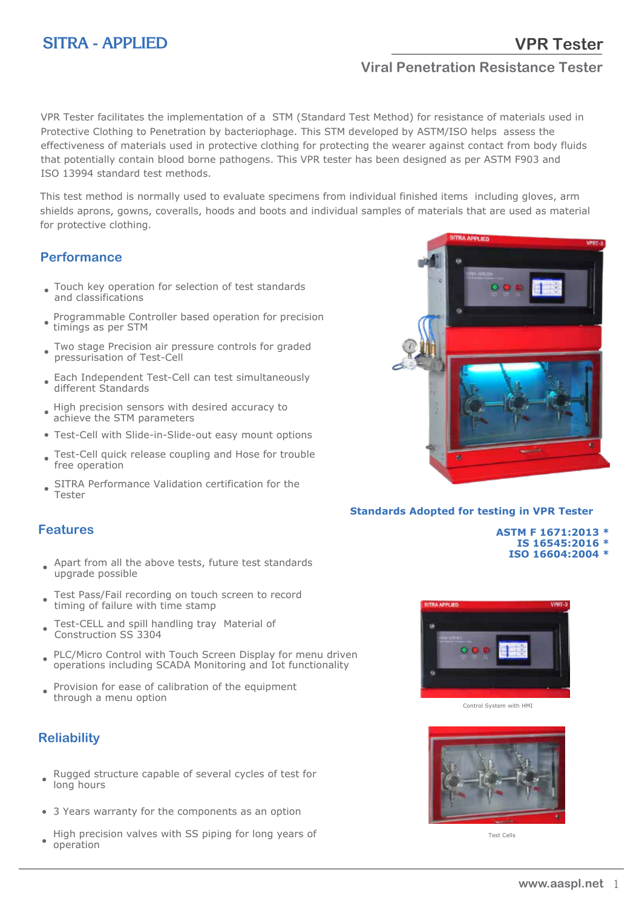# SITRA - APPLIED

# VPR Tester

## Viral Penetration Resistance Tester

VPR Tester facilitates the implementation of a STM (Standard Test Method) for resistance of materials used in Protective Clothing to Penetration by bacteriophage. This STM developed by ASTM/ISO helps assess the effectiveness of materials used in protective clothing for protecting the wearer against contact from body fluids that potentially contain blood borne pathogens. This VPR tester has been designed as per ASTM F903 and ISO 13994 standard test methods.

This test method is normally used to evaluate specimens from individual finished items including gloves, arm shields aprons, gowns, coveralls, hoods and boots and individual samples of materials that are used as material for protective clothing.

## Performance

- Touch key operation for selection of test standards and classifications
- Programmable Controller based operation for precision timings as per STM
- Two stage Precision air pressure controls for graded pressurisation of Test-Cell
- Each Independent Test-Cell can test simultaneously different Standards
- High precision sensors with desired accuracy to achieve the STM parameters
- Test-Cell with Slide-in-Slide-out easy mount options
- Test-Cell quick release coupling and Hose for trouble free operation
- SITRA Performance Validation certification for the Tester

**Standards Adopted for testing in VPR Tester**

**ASTM F 1671:2013 \***
**IS 16545:2016 \***
**ISO 16604:2004 \***

## Features

- Apart from all the above tests, future test standards upgrade possible
- Test Pass/Fail recording on touch screen to record timing of failure with time stamp
- Test-CELL and spill handling tray Material of Construction SS 3304
- PLC/Micro Control with Touch Screen Display for menu driven operations including SCADA Monitoring and Iot functionality
- Provision for ease of calibration of the equipment through a menu option

Control System with HMI

## Reliability

- Rugged structure capable of several cycles of test for long hours
- 3 Years warranty for the components as an option
- High precision valves with SS piping for long years of operation

Test Cells

www.aaspl.net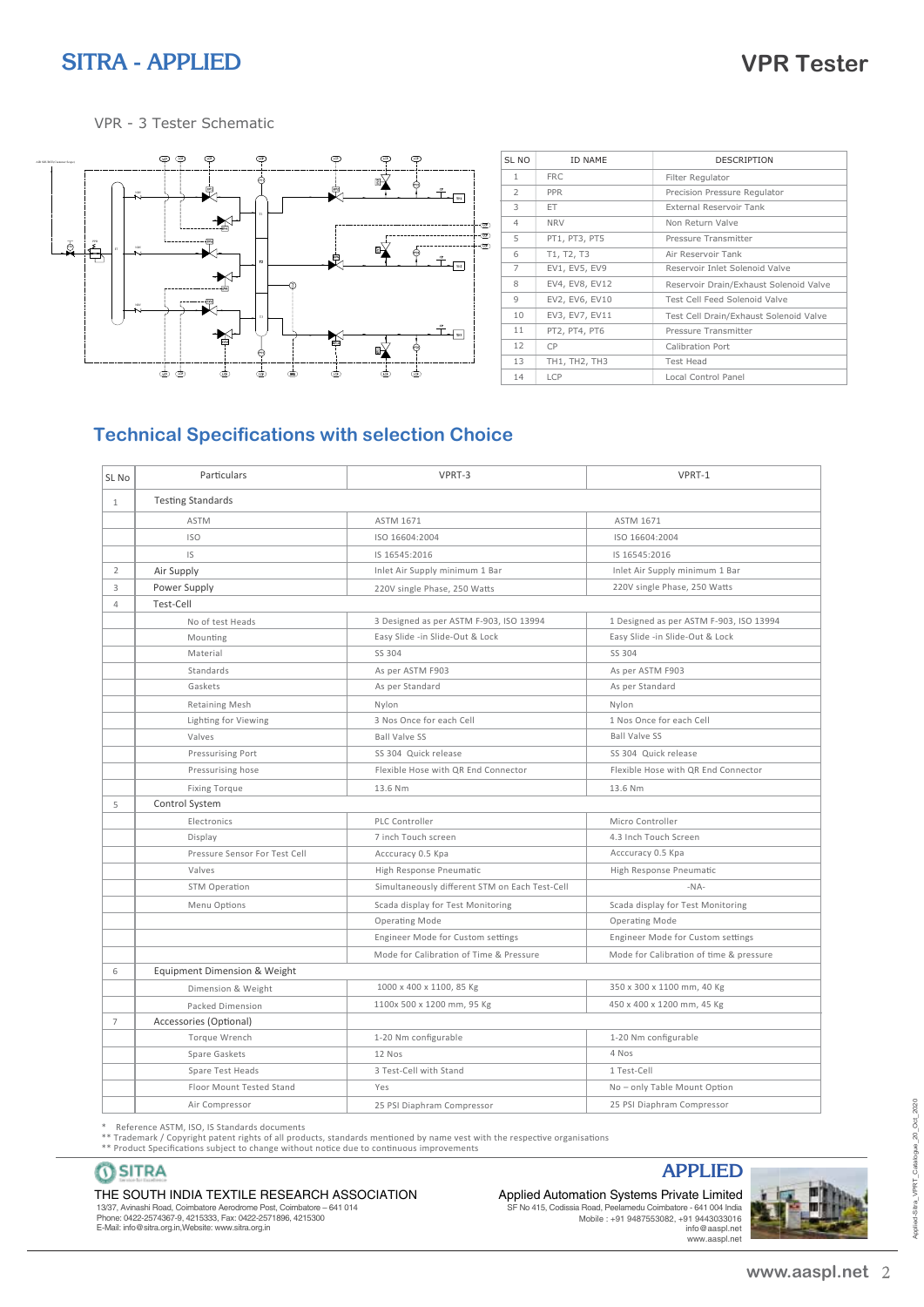# SITRA - APPLIED

# VPR Tester

VPR - 3 Tester Schematic

| SL NO | ID NAME | DESCRIPTION |
|---|---|---|
| 1 | FRC | Filter Regulator |
| 2 | PPR | Precision Pressure Regulator |
| 3 | ET | External Reservoir Tank |
| 4 | NRV | Non Return Valve |
| 5 | PT1, PT3, PT5 | Pressure Transmitter |
| 6 | T1, T2, T3 | Air Reservoir Tank |
| 7 | EV1, EV5, EV9 | Reservoir Inlet Solenoid Valve |
| 8 | EV4, EV8, EV12 | Reservoir Drain/Exhaust Solenoid Valve |
| 9 | EV2, EV6, EV10 | Test Cell Feed Solenoid Valve |
| 10 | EV3, EV7, EV11 | Test Cell Drain/Exhaust Solenoid Valve |
| 11 | PT2, PT4, PT6 | Pressure Transmitter |
| 12 | CP | Calibration Port |
| 13 | TH1, TH2, TH3 | Test Head |
| 14 | LCP | Local Control Panel |

## Technical Specifications with selection Choice

| SL No | Particulars | VPRT-3 | VPRT-1 |
|---|---|---|---|
| 1 | Testing Standards | | |
| | ASTM | ASTM 1671 | ASTM 1671 |
| | ISO | ISO 16604:2004 | ISO 16604:2004 |
| | IS | IS 16545:2016 | IS 16545:2016 |
| 2 | Air Supply | Inlet Air Supply minimum 1 Bar | Inlet Air Supply minimum 1 Bar |
| 3 | Power Supply | 220V single Phase, 250 Watts | 220V single Phase, 250 Watts |
| 4 | Test-Cell | | |
| | No of test Heads | 3 Designed as per ASTM F-903, ISO 13994 | 1 Designed as per ASTM F-903, ISO 13994 |
| | Mounting | Easy Slide -in Slide-Out & Lock | Easy Slide -in Slide-Out & Lock |
| | Material | SS 304 | SS 304 |
| | Standards | As per ASTM F903 | As per ASTM F903 |
| | Gaskets | As per Standard | As per Standard |
| | Retaining Mesh | Nylon | Nylon |
| | Lighting for Viewing | 3 Nos Once for each Cell | 1 Nos Once for each Cell |
| | Valves | Ball Valve SS | Ball Valve SS |
| | Pressurising Port | SS 304 Quick release | SS 304 Quick release |
| | Pressurising hose | Flexible Hose with QR End Connector | Flexible Hose with QR End Connector |
| | Fixing Torque | 13.6 Nm | 13.6 Nm |
| 5 | Control System | | |
| | Electronics | PLC Controller | Micro Controller |
| | Display | 7 inch Touch screen | 4.3 Inch Touch Screen |
| | Pressure Sensor For Test Cell | Acccuracy 0.5 Kpa | Acccuracy 0.5 Kpa |
| | Valves | High Response Pneumatic | High Response Pneumatic |
| | STM Operation | Simultaneously different STM on Each Test-Cell | -NA- |
| | Menu Options | Scada display for Test Monitoring | Scada display for Test Monitoring |
| | | Operating Mode | Operating Mode |
| | | Engineer Mode for Custom settings | Engineer Mode for Custom settings |
| | | Mode for Calibration of Time & Pressure | Mode for Calibration of time & pressure |
| 6 | Equipment Dimension & Weight | | |
| | Dimension & Weight | 1000 x 400 x 1100, 85 Kg | 350 x 300 x 1100 mm, 40 Kg |
| | Packed Dimension | 1100x 500 x 1200 mm, 95 Kg | 450 x 400 x 1200 mm, 45 Kg |
| 7 | Accessories (Optional) | | |
| | Torque Wrench | 1-20 Nm configurable | 1-20 Nm configurable |
| | Spare Gaskets | 12 Nos | 4 Nos |
| | Spare Test Heads | 3 Test-Cell with Stand | 1 Test-Cell |
| | Floor Mount Tested Stand | Yes | No – only Table Mount Option |
| | Air Compressor | 25 PSI Diaphram Compressor | 25 PSI Diaphram Compressor |

\* Reference ASTM, ISO, IS Standards documents
\*\* Trademark / Copyright patent rights of all products, standards mentioned by name vest with the respective organisations
\*\* Product Specifications subject to change without notice due to continuous improvements

**SITRA**

THE SOUTH INDIA TEXTILE RESEARCH ASSOCIATION
13/37, Avinashi Road, Coimbatore Aerodrome Post, Coimbatore – 641 014
Phone: 0422-2574367-9, 4215333, Fax: 0422-2571896, 4215300
E-Mail: info@sitra.org.in,Website: www.sitra.org.in

**APPLIED**

Applied Automation Systems Private Limited
SF No 415, Codissia Road, Peelamedu Coimbatore - 641 004 India
Mobile : +91 9487553082, +91 9443033016
info@aaspl.net
www.aaspl.net

Applied-Sitra_VPRT_Catalogue_20_Oct_2020

www.aaspl.net